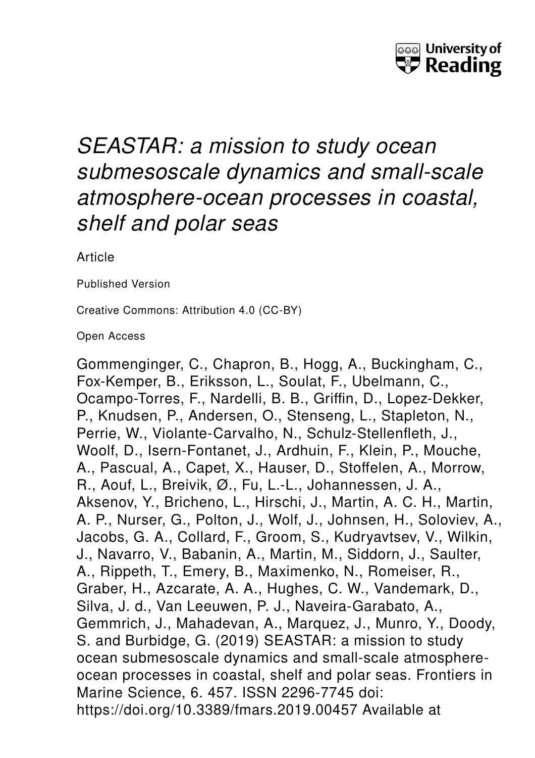University of Reading

# *SEASTAR: a mission to study ocean submesoscale dynamics and small-scale atmosphere-ocean processes in coastal, shelf and polar seas*

Article

Published Version

Creative Commons: Attribution 4.0 (CC-BY)

Open Access

Gommenginger, C., Chapron, B., Hogg, A., Buckingham, C., Fox-Kemper, B., Eriksson, L., Soulat, F., Ubelmann, C., Ocampo-Torres, F., Nardelli, B. B., Griffin, D., Lopez-Dekker, P., Knudsen, P., Andersen, O., Stenseng, L., Stapleton, N., Perrie, W., Violante-Carvalho, N., Schulz-Stellenfleth, J., Woolf, D., Isern-Fontanet, J., Ardhuin, F., Klein, P., Mouche, A., Pascual, A., Capet, X., Hauser, D., Stoffelen, A., Morrow, R., Aouf, L., Breivik, Ø., Fu, L.-L., Johannessen, J. A., Aksenov, Y., Bricheno, L., Hirschi, J., Martin, A. C. H., Martin, A. P., Nurser, G., Polton, J., Wolf, J., Johnsen, H., Soloviev, A., Jacobs, G. A., Collard, F., Groom, S., Kudryavtsev, V., Wilkin, J., Navarro, V., Babanin, A., Martin, M., Siddorn, J., Saulter, A., Rippeth, T., Emery, B., Maximenko, N., Romeiser, R., Graber, H., Azcarate, A. A., Hughes, C. W., Vandemark, D., Silva, J. d., Van Leeuwen, P. J., Naveira-Garabato, A., Gemmrich, J., Mahadevan, A., Marquez, J., Munro, Y., Doody, S. and Burbidge, G. (2019) SEASTAR: a mission to study ocean submesoscale dynamics and small-scale atmosphere-ocean processes in coastal, shelf and polar seas. Frontiers in Marine Science, 6. 457. ISSN 2296-7745 doi: https://doi.org/10.3389/fmars.2019.00457 Available at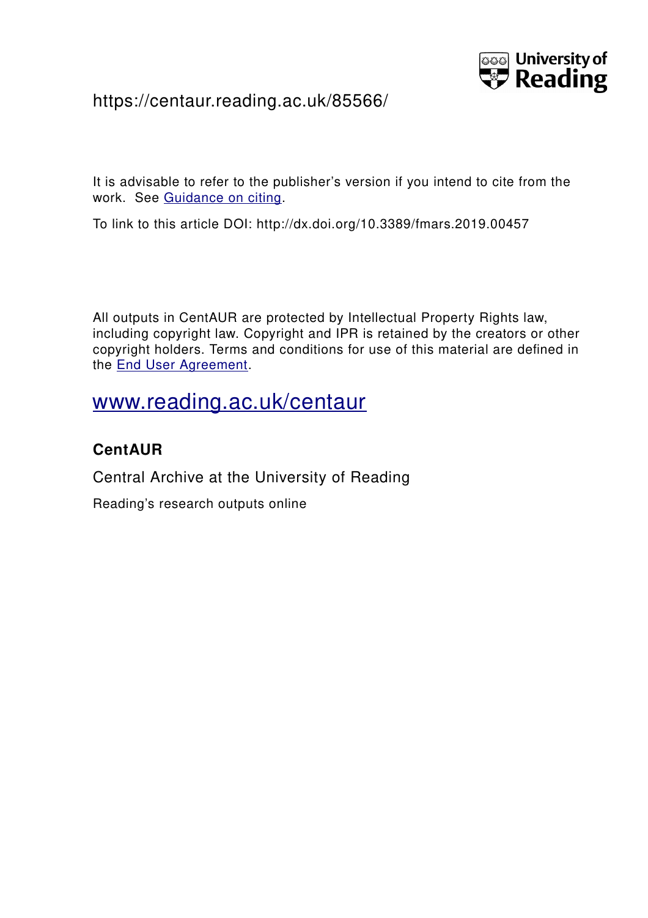https://centaur.reading.ac.uk/85566/

It is advisable to refer to the publisher's version if you intend to cite from the work. See [Guidance on citing](#).

To link to this article DOI: http://dx.doi.org/10.3389/fmars.2019.00457

All outputs in CentAUR are protected by Intellectual Property Rights law, including copyright law. Copyright and IPR is retained by the creators or other copyright holders. Terms and conditions for use of this material are defined in the [End User Agreement](#).

[www.reading.ac.uk/centaur](http://www.reading.ac.uk/centaur)

**CentAUR**

Central Archive at the University of Reading

Reading's research outputs online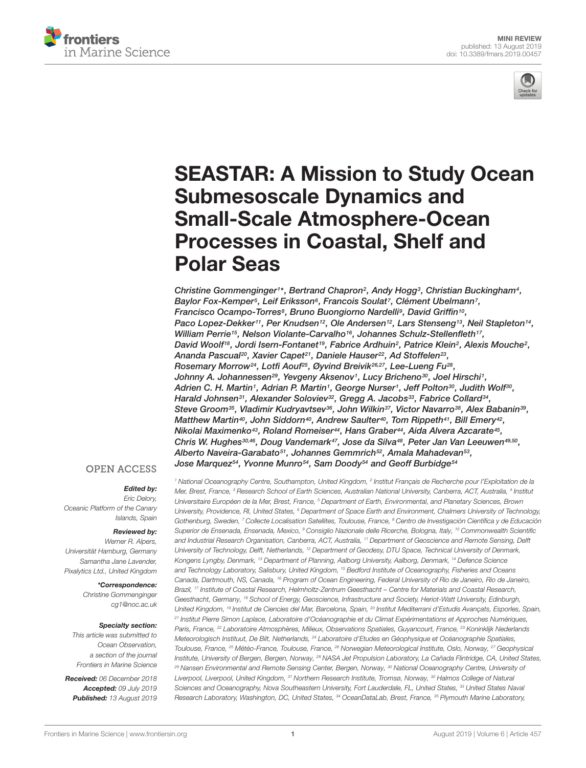MINI REVIEW
published: 13 August 2019
doi: 10.3389/fmars.2019.00457

# SEASTAR: A Mission to Study Ocean Submesoscale Dynamics and Small-Scale Atmosphere-Ocean Processes in Coastal, Shelf and Polar Seas

*Christine Gommenginger[1]\*, Bertrand Chapron[2], Andy Hogg[3], Christian Buckingham[4], Baylor Fox-Kemper[5], Leif Eriksson[6], Francois Soulat[7], Clément Ubelmann[7], Francisco Ocampo-Torres[8], Bruno Buongiorno Nardelli[9], David Griffin[10], Paco Lopez-Dekker[11], Per Knudsen[12], Ole Andersen[12], Lars Stenseng[13], Neil Stapleton[14], William Perrie[15], Nelson Violante-Carvalho[16], Johannes Schulz-Stellenfleth[17], David Woolf[18], Jordi Isern-Fontanet[19], Fabrice Ardhuin[2], Patrice Klein[2], Alexis Mouche[2], Ananda Pascual[20], Xavier Capet[21], Daniele Hauser[22], Ad Stoffelen[23], Rosemary Morrow[24], Lotfi Aouf[25], Øyvind Breivik[26,27], Lee-Lueng Fu[28], Johnny A. Johannessen[29], Yevgeny Aksenov[1], Lucy Bricheno[30], Joel Hirschi[1], Adrien C. H. Martin[1], Adrian P. Martin[1], George Nurser[1], Jeff Polton[30], Judith Wolf[30], Harald Johnsen[31], Alexander Soloviev[32], Gregg A. Jacobs[33], Fabrice Collard[34], Steve Groom[35], Vladimir Kudryavtsev[36], John Wilkin[37], Victor Navarro[38], Alex Babanin[39], Matthew Martin[40], John Siddorn[40], Andrew Saulter[40], Tom Rippeth[41], Bill Emery[42], Nikolai Maximenko[43], Roland Romeiser[44], Hans Graber[44], Aida Alvera Azcarate[45], Chris W. Hughes[30,46], Doug Vandemark[47], Jose da Silva[48], Peter Jan Van Leeuwen[49,50], Alberto Naveira-Garabato[51], Johannes Gemmrich[52], Amala Mahadevan[53], Jose Marquez[54], Yvonne Munro[54], Sam Doody[54] and Geoff Burbidge[54]*

[1] National Oceanography Centre, Southampton, United Kingdom, [2] Institut Français de Recherche pour l'Exploitation de la Mer, Brest, France, [3] Research School of Earth Sciences, Australian National University, Canberra, ACT, Australia, [4] Institut Universitaire Européen de la Mer, Brest, France, [5] Department of Earth, Environmental, and Planetary Sciences, Brown University, Providence, RI, United States, [6] Department of Space Earth and Environment, Chalmers University of Technology, Gothenburg, Sweden, [7] Collecte Localisation Satellites, Toulouse, France, [8] Centro de Investigación Científica y de Educación Superior de Ensenada, Ensenada, Mexico, [9] Consiglio Nazionale delle Ricerche, Bologna, Italy, [10] Commonwealth Scientific and Industrial Research Organisation, Canberra, ACT, Australia, [11] Department of Geoscience and Remote Sensing, Delft University of Technology, Delft, Netherlands, [12] Department of Geodesy, DTU Space, Technical University of Denmark, Kongens Lyngby, Denmark, [13] Department of Planning, Aalborg University, Aalborg, Denmark, [14] Defence Science and Technology Laboratory, Salisbury, United Kingdom, [15] Bedford Institute of Oceanography, Fisheries and Oceans Canada, Dartmouth, NS, Canada, [16] Program of Ocean Engineering, Federal University of Rio de Janeiro, Rio de Janeiro, Brazil, [17] Institute of Coastal Research, Helmholtz-Zentrum Geesthacht – Centre for Materials and Coastal Research, Geesthacht, Germany, [18] School of Energy, Geoscience, Infrastructure and Society, Heriot-Watt University, Edinburgh, United Kingdom, [19] Institut de Ciencies del Mar, Barcelona, Spain, [20] Institut Mediterrani d'Estudis Avançats, Esporles, Spain, [21] Institut Pierre Simon Laplace, Laboratoire d'Océanographie et du Climat Expérimentations et Approches Numériques, Paris, France, [22] Laboratoire Atmosphères, Milieux, Observations Spatiales, Guyancourt, France, [23] Koninklijk Nederlands Meteorologisch Instituut, De Bilt, Netherlands, [24] Laboratoire d'Etudes en Géophysique et Océanographie Spatiales, Toulouse, France, [25] Météo-France, Toulouse, France, [26] Norwegian Meteorological Institute, Oslo, Norway, [27] Geophysical Institute, University of Bergen, Bergen, Norway, [28] NASA Jet Propulsion Laboratory, La Cañada Flintridge, CA, United States, [29] Nansen Environmental and Remote Sensing Center, Bergen, Norway, [30] National Oceanography Centre, University of Liverpool, Liverpool, United Kingdom, [31] Northern Research Institute, Tromsø, Norway, [32] Halmos College of Natural Sciences and Oceanography, Nova Southeastern University, Fort Lauderdale, FL, United States, [33] United States Naval Research Laboratory, Washington, DC, United States, [34] OceanDataLab, Brest, France, [35] Plymouth Marine Laboratory,

OPEN ACCESS

***Edited by:***
Eric Delory,
Oceanic Platform of the Canary Islands, Spain

***Reviewed by:***
Werner R. Alpers,
Universität Hamburg, Germany
Samantha Jane Lavender,
Pixalytics Ltd., United Kingdom

***\*Correspondence:***
Christine Gommenginger
cg1@noc.ac.uk

***Specialty section:***
This article was submitted to Ocean Observation, a section of the journal Frontiers in Marine Science

***Received:*** 06 December 2018
***Accepted:*** 09 July 2019
***Published:*** 13 August 2019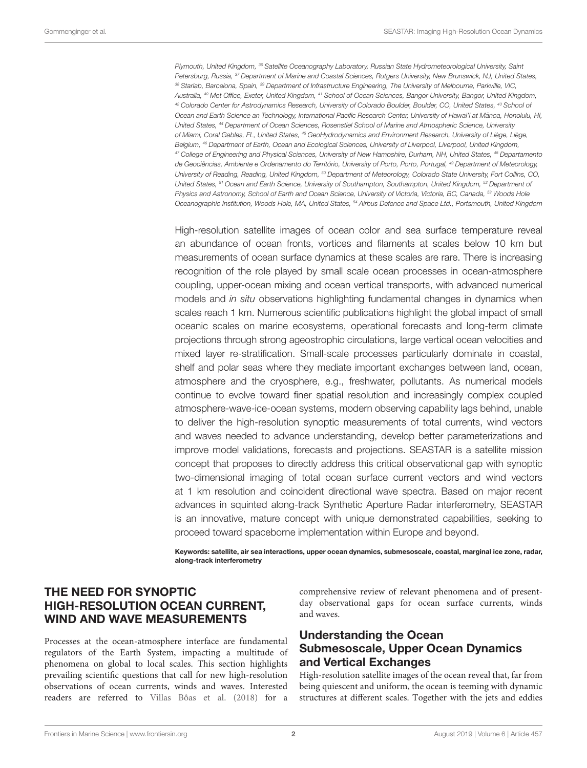Plymouth, United Kingdom, [36] Satellite Oceanography Laboratory, Russian State Hydrometeorological University, Saint Petersburg, Russia, [37] Department of Marine and Coastal Sciences, Rutgers University, New Brunswick, NJ, United States, [38] Starlab, Barcelona, Spain, [39] Department of Infrastructure Engineering, The University of Melbourne, Parkville, VIC, Australia, [40] Met Office, Exeter, United Kingdom, [41] School of Ocean Sciences, Bangor University, Bangor, United Kingdom, [42] Colorado Center for Astrodynamics Research, University of Colorado Boulder, Boulder, CO, United States, [43] School of Ocean and Earth Science an Technology, International Pacific Research Center, University of Hawai'i at Mānoa, Honolulu, HI, United States, [44] Department of Ocean Sciences, Rosenstiel School of Marine and Atmospheric Science, University of Miami, Coral Gables, FL, United States, [45] GeoHydrodynamics and Environment Research, University of Liège, Liège, Belgium, [46] Department of Earth, Ocean and Ecological Sciences, University of Liverpool, Liverpool, United Kingdom, [47] College of Engineering and Physical Sciences, University of New Hampshire, Durham, NH, United States, [48] Departamento de Geociências, Ambiente e Ordenamento do Território, University of Porto, Porto, Portugal, [49] Department of Meteorology, University of Reading, Reading, United Kingdom, [50] Department of Meteorology, Colorado State University, Fort Collins, CO, United States, [51] Ocean and Earth Science, University of Southampton, Southampton, United Kingdom, [52] Department of Physics and Astronomy, School of Earth and Ocean Science, University of Victoria, Victoria, BC, Canada, [53] Woods Hole Oceanographic Institution, Woods Hole, MA, United States, [54] Airbus Defence and Space Ltd., Portsmouth, United Kingdom

High-resolution satellite images of ocean color and sea surface temperature reveal an abundance of ocean fronts, vortices and filaments at scales below 10 km but measurements of ocean surface dynamics at these scales are rare. There is increasing recognition of the role played by small scale ocean processes in ocean-atmosphere coupling, upper-ocean mixing and ocean vertical transports, with advanced numerical models and *in situ* observations highlighting fundamental changes in dynamics when scales reach 1 km. Numerous scientific publications highlight the global impact of small oceanic scales on marine ecosystems, operational forecasts and long-term climate projections through strong ageostrophic circulations, large vertical ocean velocities and mixed layer re-stratification. Small-scale processes particularly dominate in coastal, shelf and polar seas where they mediate important exchanges between land, ocean, atmosphere and the cryosphere, e.g., freshwater, pollutants. As numerical models continue to evolve toward finer spatial resolution and increasingly complex coupled atmosphere-wave-ice-ocean systems, modern observing capability lags behind, unable to deliver the high-resolution synoptic measurements of total currents, wind vectors and waves needed to advance understanding, develop better parameterizations and improve model validations, forecasts and projections. SEASTAR is a satellite mission concept that proposes to directly address this critical observational gap with synoptic two-dimensional imaging of total ocean surface current vectors and wind vectors at 1 km resolution and coincident directional wave spectra. Based on major recent advances in squinted along-track Synthetic Aperture Radar interferometry, SEASTAR is an innovative, mature concept with unique demonstrated capabilities, seeking to proceed toward spaceborne implementation within Europe and beyond.

**Keywords: satellite, air sea interactions, upper ocean dynamics, submesoscale, coastal, marginal ice zone, radar, along-track interferometry**

## THE NEED FOR SYNOPTIC HIGH-RESOLUTION OCEAN CURRENT, WIND AND WAVE MEASUREMENTS

Processes at the ocean-atmosphere interface are fundamental regulators of the Earth System, impacting a multitude of phenomena on global to local scales. This section highlights prevailing scientific questions that call for new high-resolution observations of ocean currents, winds and waves. Interested readers are referred to Villas Bôas et al. (2018) for a comprehensive review of relevant phenomena and of present-day observational gaps for ocean surface currents, winds and waves.

### Understanding the Ocean Submesoscale, Upper Ocean Dynamics and Vertical Exchanges

High-resolution satellite images of the ocean reveal that, far from being quiescent and uniform, the ocean is teeming with dynamic structures at different scales. Together with the jets and eddies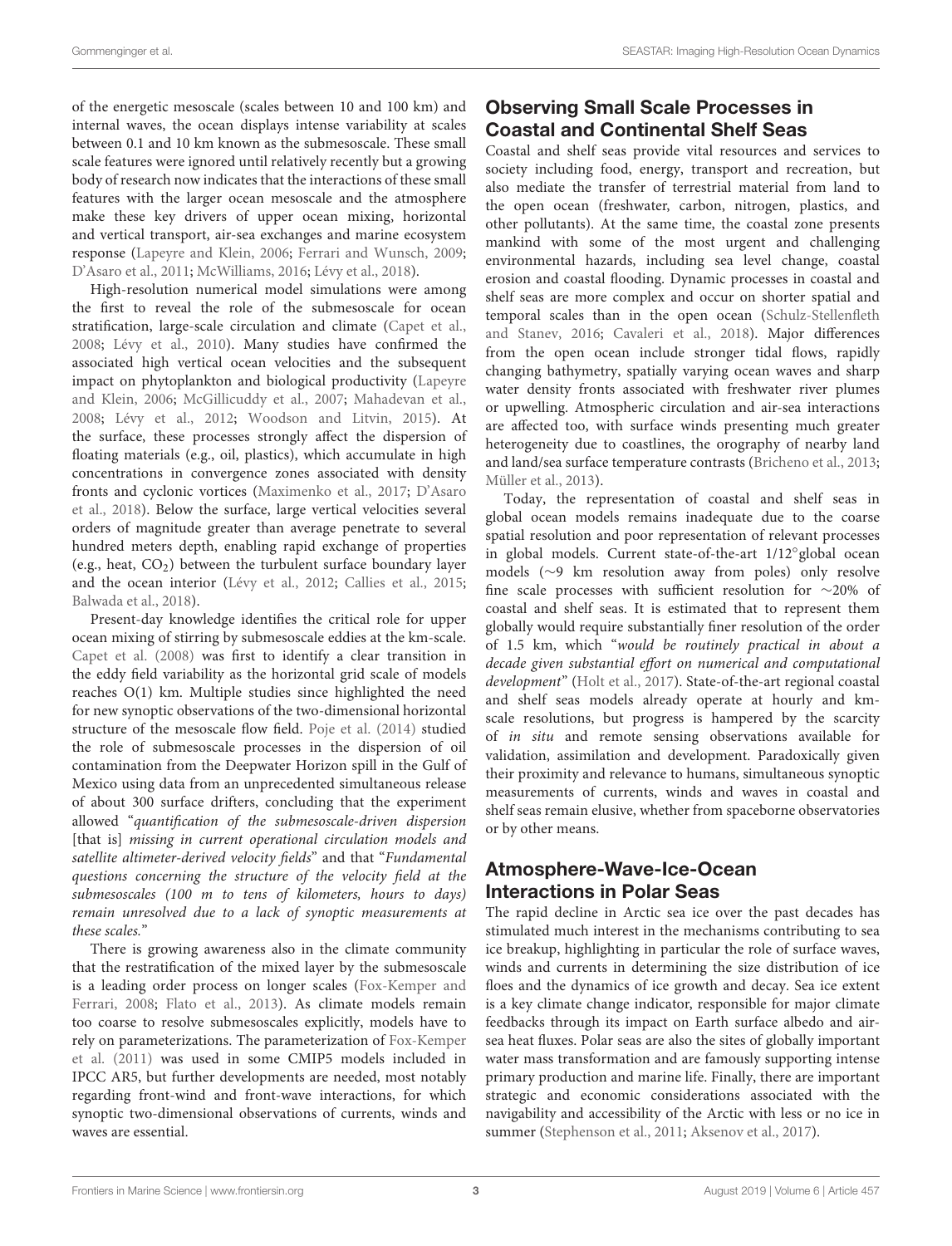of the energetic mesoscale (scales between 10 and 100 km) and internal waves, the ocean displays intense variability at scales between 0.1 and 10 km known as the submesoscale. These small scale features were ignored until relatively recently but a growing body of research now indicates that the interactions of these small features with the larger ocean mesoscale and the atmosphere make these key drivers of upper ocean mixing, horizontal and vertical transport, air-sea exchanges and marine ecosystem response (Lapeyre and Klein, 2006; Ferrari and Wunsch, 2009; D'Asaro et al., 2011; McWilliams, 2016; Lévy et al., 2018).

High-resolution numerical model simulations were among the first to reveal the role of the submesoscale for ocean stratification, large-scale circulation and climate (Capet et al., 2008; Lévy et al., 2010). Many studies have confirmed the associated high vertical ocean velocities and the subsequent impact on phytoplankton and biological productivity (Lapeyre and Klein, 2006; McGillicuddy et al., 2007; Mahadevan et al., 2008; Lévy et al., 2012; Woodson and Litvin, 2015). At the surface, these processes strongly affect the dispersion of floating materials (e.g., oil, plastics), which accumulate in high concentrations in convergence zones associated with density fronts and cyclonic vortices (Maximenko et al., 2017; D'Asaro et al., 2018). Below the surface, large vertical velocities several orders of magnitude greater than average penetrate to several hundred meters depth, enabling rapid exchange of properties (e.g., heat, $CO_2$) between the turbulent surface boundary layer and the ocean interior (Lévy et al., 2012; Callies et al., 2015; Balwada et al., 2018).

Present-day knowledge identifies the critical role for upper ocean mixing of stirring by submesoscale eddies at the km-scale. Capet et al. (2008) was first to identify a clear transition in the eddy field variability as the horizontal grid scale of models reaches O(1) km. Multiple studies since highlighted the need for new synoptic observations of the two-dimensional horizontal structure of the mesoscale flow field. Poje et al. (2014) studied the role of submesoscale processes in the dispersion of oil contamination from the Deepwater Horizon spill in the Gulf of Mexico using data from an unprecedented simultaneous release of about 300 surface drifters, concluding that the experiment allowed "*quantification of the submesoscale-driven dispersion* [that is] *missing in current operational circulation models and satellite altimeter-derived velocity fields*" and that "*Fundamental questions concerning the structure of the velocity field at the submesoscales (100 m to tens of kilometers, hours to days) remain unresolved due to a lack of synoptic measurements at these scales.*"

There is growing awareness also in the climate community that the restratification of the mixed layer by the submesoscale is a leading order process on longer scales (Fox-Kemper and Ferrari, 2008; Flato et al., 2013). As climate models remain too coarse to resolve submesoscales explicitly, models have to rely on parameterizations. The parameterization of Fox-Kemper et al. (2011) was used in some CMIP5 models included in IPCC AR5, but further developments are needed, most notably regarding front-wind and front-wave interactions, for which synoptic two-dimensional observations of currents, winds and waves are essential.

## Observing Small Scale Processes in Coastal and Continental Shelf Seas

Coastal and shelf seas provide vital resources and services to society including food, energy, transport and recreation, but also mediate the transfer of terrestrial material from land to the open ocean (freshwater, carbon, nitrogen, plastics, and other pollutants). At the same time, the coastal zone presents mankind with some of the most urgent and challenging environmental hazards, including sea level change, coastal erosion and coastal flooding. Dynamic processes in coastal and shelf seas are more complex and occur on shorter spatial and temporal scales than in the open ocean (Schulz-Stellenfleth and Stanev, 2016; Cavaleri et al., 2018). Major differences from the open ocean include stronger tidal flows, rapidly changing bathymetry, spatially varying ocean waves and sharp water density fronts associated with freshwater river plumes or upwelling. Atmospheric circulation and air-sea interactions are affected too, with surface winds presenting much greater heterogeneity due to coastlines, the orography of nearby land and land/sea surface temperature contrasts (Bricheno et al., 2013; Müller et al., 2013).

Today, the representation of coastal and shelf seas in global ocean models remains inadequate due to the coarse spatial resolution and poor representation of relevant processes in global models. Current state-of-the-art 1/12°global ocean models (~9 km resolution away from poles) only resolve fine scale processes with sufficient resolution for ~20% of coastal and shelf seas. It is estimated that to represent them globally would require substantially finer resolution of the order of 1.5 km, which "*would be routinely practical in about a decade given substantial effort on numerical and computational development*" (Holt et al., 2017). State-of-the-art regional coastal and shelf seas models already operate at hourly and km-scale resolutions, but progress is hampered by the scarcity of *in situ* and remote sensing observations available for validation, assimilation and development. Paradoxically given their proximity and relevance to humans, simultaneous synoptic measurements of currents, winds and waves in coastal and shelf seas remain elusive, whether from spaceborne observatories or by other means.

## Atmosphere-Wave-Ice-Ocean Interactions in Polar Seas

The rapid decline in Arctic sea ice over the past decades has stimulated much interest in the mechanisms contributing to sea ice breakup, highlighting in particular the role of surface waves, winds and currents in determining the size distribution of ice floes and the dynamics of ice growth and decay. Sea ice extent is a key climate change indicator, responsible for major climate feedbacks through its impact on Earth surface albedo and air-sea heat fluxes. Polar seas are also the sites of globally important water mass transformation and are famously supporting intense primary production and marine life. Finally, there are important strategic and economic considerations associated with the navigability and accessibility of the Arctic with less or no ice in summer (Stephenson et al., 2011; Aksenov et al., 2017).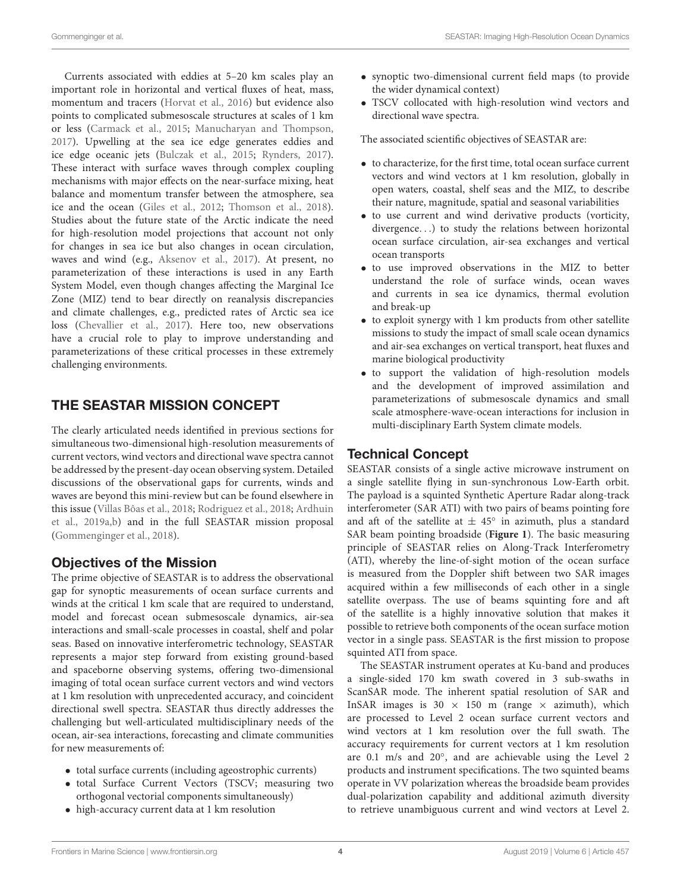Currents associated with eddies at 5–20 km scales play an important role in horizontal and vertical fluxes of heat, mass, momentum and tracers (Horvat et al., 2016) but evidence also points to complicated submesoscale structures at scales of 1 km or less (Carmack et al., 2015; Manucharyan and Thompson, 2017). Upwelling at the sea ice edge generates eddies and ice edge oceanic jets (Bulczak et al., 2015; Rynders, 2017). These interact with surface waves through complex coupling mechanisms with major effects on the near-surface mixing, heat balance and momentum transfer between the atmosphere, sea ice and the ocean (Giles et al., 2012; Thomson et al., 2018). Studies about the future state of the Arctic indicate the need for high-resolution model projections that account not only for changes in sea ice but also changes in ocean circulation, waves and wind (e.g., Aksenov et al., 2017). At present, no parameterization of these interactions is used in any Earth System Model, even though changes affecting the Marginal Ice Zone (MIZ) tend to bear directly on reanalysis discrepancies and climate challenges, e.g., predicted rates of Arctic sea ice loss (Chevallier et al., 2017). Here too, new observations have a crucial role to play to improve understanding and parameterizations of these critical processes in these extremely challenging environments.

## THE SEASTAR MISSION CONCEPT

The clearly articulated needs identified in previous sections for simultaneous two-dimensional high-resolution measurements of current vectors, wind vectors and directional wave spectra cannot be addressed by the present-day ocean observing system. Detailed discussions of the observational gaps for currents, winds and waves are beyond this mini-review but can be found elsewhere in this issue (Villas Bôas et al., 2018; Rodriguez et al., 2018; Ardhuin et al., 2019a,b) and in the full SEASTAR mission proposal (Gommenginger et al., 2018).

### Objectives of the Mission

The prime objective of SEASTAR is to address the observational gap for synoptic measurements of ocean surface currents and winds at the critical 1 km scale that are required to understand, model and forecast ocean submesoscale dynamics, air-sea interactions and small-scale processes in coastal, shelf and polar seas. Based on innovative interferometric technology, SEASTAR represents a major step forward from existing ground-based and spaceborne observing systems, offering two-dimensional imaging of total ocean surface current vectors and wind vectors at 1 km resolution with unprecedented accuracy, and coincident directional swell spectra. SEASTAR thus directly addresses the challenging but well-articulated multidisciplinary needs of the ocean, air-sea interactions, forecasting and climate communities for new measurements of:

- total surface currents (including ageostrophic currents)
- total Surface Current Vectors (TSCV; measuring two orthogonal vectorial components simultaneously)
- high-accuracy current data at 1 km resolution
- synoptic two-dimensional current field maps (to provide the wider dynamical context)
- TSCV collocated with high-resolution wind vectors and directional wave spectra.

The associated scientific objectives of SEASTAR are:

- to characterize, for the first time, total ocean surface current vectors and wind vectors at 1 km resolution, globally in open waters, coastal, shelf seas and the MIZ, to describe their nature, magnitude, spatial and seasonal variabilities
- to use current and wind derivative products (vorticity, divergence...) to study the relations between horizontal ocean surface circulation, air-sea exchanges and vertical ocean transports
- to use improved observations in the MIZ to better understand the role of surface winds, ocean waves and currents in sea ice dynamics, thermal evolution and break-up
- to exploit synergy with 1 km products from other satellite missions to study the impact of small scale ocean dynamics and air-sea exchanges on vertical transport, heat fluxes and marine biological productivity
- to support the validation of high-resolution models and the development of improved assimilation and parameterizations of submesoscale dynamics and small scale atmosphere-wave-ocean interactions for inclusion in multi-disciplinary Earth System climate models.

### Technical Concept

SEASTAR consists of a single active microwave instrument on a single satellite flying in sun-synchronous Low-Earth orbit. The payload is a squinted Synthetic Aperture Radar along-track interferometer (SAR ATI) with two pairs of beams pointing fore and aft of the satellite at $\pm$ 45° in azimuth, plus a standard SAR beam pointing broadside (**Figure 1**). The basic measuring principle of SEASTAR relies on Along-Track Interferometry (ATI), whereby the line-of-sight motion of the ocean surface is measured from the Doppler shift between two SAR images acquired within a few milliseconds of each other in a single satellite overpass. The use of beams squinting fore and aft of the satellite is a highly innovative solution that makes it possible to retrieve both components of the ocean surface motion vector in a single pass. SEASTAR is the first mission to propose squinted ATI from space.

The SEASTAR instrument operates at Ku-band and produces a single-sided 170 km swath covered in 3 sub-swaths in ScanSAR mode. The inherent spatial resolution of SAR and InSAR images is 30 $\times$ 150 m (range $\times$ azimuth), which are processed to Level 2 ocean surface current vectors and wind vectors at 1 km resolution over the full swath. The accuracy requirements for current vectors at 1 km resolution are 0.1 m/s and 20°, and are achievable using the Level 2 products and instrument specifications. The two squinted beams operate in VV polarization whereas the broadside beam provides dual-polarization capability and additional azimuth diversity to retrieve unambiguous current and wind vectors at Level 2.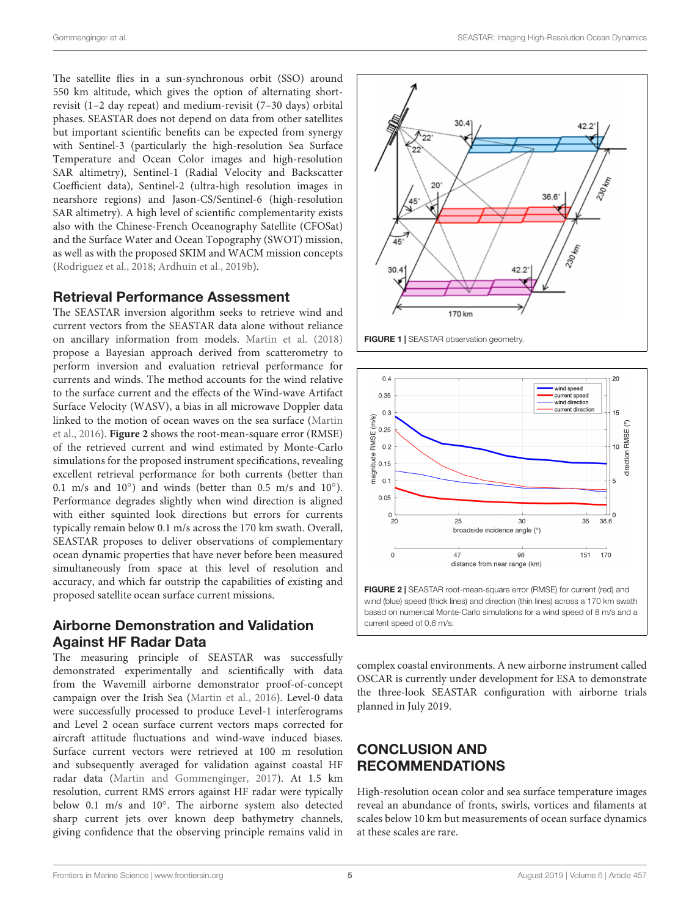The satellite flies in a sun-synchronous orbit (SSO) around 550 km altitude, which gives the option of alternating short-revisit (1–2 day repeat) and medium-revisit (7–30 days) orbital phases. SEASTAR does not depend on data from other satellites but important scientific benefits can be expected from synergy with Sentinel-3 (particularly the high-resolution Sea Surface Temperature and Ocean Color images and high-resolution SAR altimetry), Sentinel-1 (Radial Velocity and Backscatter Coefficient data), Sentinel-2 (ultra-high resolution images in nearshore regions) and Jason-CS/Sentinel-6 (high-resolution SAR altimetry). A high level of scientific complementarity exists also with the Chinese-French Oceanography Satellite (CFOSat) and the Surface Water and Ocean Topography (SWOT) mission, as well as with the proposed SKIM and WACM mission concepts (Rodriguez et al., 2018; Ardhuin et al., 2019b).

## Retrieval Performance Assessment

The SEASTAR inversion algorithm seeks to retrieve wind and current vectors from the SEASTAR data alone without reliance on ancillary information from models. Martin et al. (2018) propose a Bayesian approach derived from scatterometry to perform inversion and evaluation retrieval performance for currents and winds. The method accounts for the wind relative to the surface current and the effects of the Wind-wave Artifact Surface Velocity (WASV), a bias in all microwave Doppler data linked to the motion of ocean waves on the sea surface (Martin et al., 2016). **Figure 2** shows the root-mean-square error (RMSE) of the retrieved current and wind estimated by Monte-Carlo simulations for the proposed instrument specifications, revealing excellent retrieval performance for both currents (better than 0.1 m/s and 10°) and winds (better than 0.5 m/s and 10°). Performance degrades slightly when wind direction is aligned with either squinted look directions but errors for currents typically remain below 0.1 m/s across the 170 km swath. Overall, SEASTAR proposes to deliver observations of complementary ocean dynamic properties that have never before been measured simultaneously from space at this level of resolution and accuracy, and which far outstrip the capabilities of existing and proposed satellite ocean surface current missions.

**FIGURE 1 |** SEASTAR observation geometry.

**FIGURE 2 |** SEASTAR root-mean-square error (RMSE) for current (red) and wind (blue) speed (thick lines) and direction (thin lines) across a 170 km swath based on numerical Monte-Carlo simulations for a wind speed of 8 m/s and a current speed of 0.6 m/s.

## Airborne Demonstration and Validation Against HF Radar Data

The measuring principle of SEASTAR was successfully demonstrated experimentally and scientifically with data from the Wavemill airborne demonstrator proof-of-concept campaign over the Irish Sea (Martin et al., 2016). Level-0 data were successfully processed to produce Level-1 interferograms and Level 2 ocean surface current vectors maps corrected for aircraft attitude fluctuations and wind-wave induced biases. Surface current vectors were retrieved at 100 m resolution and subsequently averaged for validation against coastal HF radar data (Martin and Gommenginger, 2017). At 1.5 km resolution, current RMS errors against HF radar were typically below 0.1 m/s and 10°. The airborne system also detected sharp current jets over known deep bathymetry channels, giving confidence that the observing principle remains valid in complex coastal environments. A new airborne instrument called OSCAR is currently under development for ESA to demonstrate the three-look SEASTAR configuration with airborne trials planned in July 2019.

# CONCLUSION AND RECOMMENDATIONS

High-resolution ocean color and sea surface temperature images reveal an abundance of fronts, swirls, vortices and filaments at scales below 10 km but measurements of ocean surface dynamics at these scales are rare.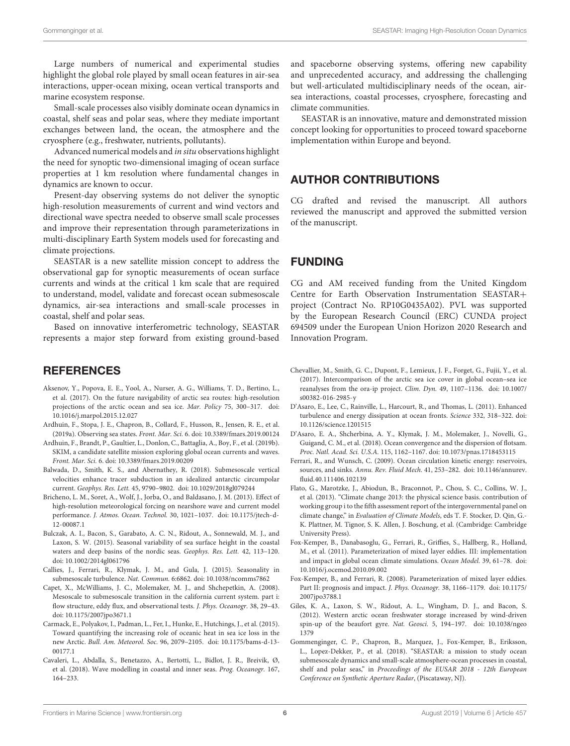Large numbers of numerical and experimental studies highlight the global role played by small ocean features in air-sea interactions, upper-ocean mixing, ocean vertical transports and marine ecosystem response.

Small-scale processes also visibly dominate ocean dynamics in coastal, shelf seas and polar seas, where they mediate important exchanges between land, the ocean, the atmosphere and the cryosphere (e.g., freshwater, nutrients, pollutants).

Advanced numerical models and *in situ* observations highlight the need for synoptic two-dimensional imaging of ocean surface properties at 1 km resolution where fundamental changes in dynamics are known to occur.

Present-day observing systems do not deliver the synoptic high-resolution measurements of current and wind vectors and directional wave spectra needed to observe small scale processes and improve their representation through parameterizations in multi-disciplinary Earth System models used for forecasting and climate projections.

SEASTAR is a new satellite mission concept to address the observational gap for synoptic measurements of ocean surface currents and winds at the critical 1 km scale that are required to understand, model, validate and forecast ocean submesoscale dynamics, air-sea interactions and small-scale processes in coastal, shelf and polar seas.

Based on innovative interferometric technology, SEASTAR represents a major step forward from existing ground-based and spaceborne observing systems, offering new capability and unprecedented accuracy, and addressing the challenging but well-articulated multidisciplinary needs of the ocean, air-sea interactions, coastal processes, cryosphere, forecasting and climate communities.

SEASTAR is an innovative, mature and demonstrated mission concept looking for opportunities to proceed toward spaceborne implementation within Europe and beyond.

## AUTHOR CONTRIBUTIONS

CG drafted and revised the manuscript. All authors reviewed the manuscript and approved the submitted version of the manuscript.

## FUNDING

CG and AM received funding from the United Kingdom Centre for Earth Observation Instrumentation SEASTAR+ project (Contract No. RP10G0435A02). PVL was supported by the European Research Council (ERC) CUNDA project 694509 under the European Union Horizon 2020 Research and Innovation Program.

## REFERENCES

Aksenov, Y., Popova, E. E., Yool, A., Nurser, A. G., Williams, T. D., Bertino, L., et al. (2017). On the future navigability of arctic sea routes: high-resolution projections of the arctic ocean and sea ice. *Mar. Policy* 75, 300–317. doi: 10.1016/j.marpol.2015.12.027

Ardhuin, F., Stopa, J. E., Chapron, B., Collard, F., Husson, R., Jensen, R. E., et al. (2019a). Observing sea states. *Front. Mar. Sci.* 6. doi: 10.3389/fmars.2019.00124

Ardhuin, F., Brandt, P., Gaultier, L., Donlon, C., Battaglia, A., Boy, F., et al. (2019b). SKIM, a candidate satellite mission exploring global ocean currents and waves. *Front. Mar. Sci.* 6. doi: 10.3389/fmars.2019.00209

Balwada, D., Smith, K. S., and Abernathey, R. (2018). Submesoscale vertical velocities enhance tracer subduction in an idealized antarctic circumpolar current. *Geophys. Res. Lett.* 45, 9790–9802. doi: 10.1029/2018gl079244

Bricheno, L. M., Soret, A., Wolf, J., Jorba, O., and Baldasano, J. M. (2013). Effect of high-resolution meteorological forcing on nearshore wave and current model performance. *J. Atmos. Ocean. Technol.* 30, 1021–1037. doi: 10.1175/jtech-d-12-00087.1

Bulczak, A. I., Bacon, S., Garabato, A. C. N., Ridout, A., Sonnewald, M. J., and Laxon, S. W. (2015). Seasonal variability of sea surface height in the coastal waters and deep basins of the nordic seas. *Geophys. Res. Lett.* 42, 113–120. doi: 10.1002/2014gl061796

Callies, J., Ferrari, R., Klymak, J. M., and Gula, J. (2015). Seasonality in submesoscale turbulence. *Nat. Commun.* 6:6862. doi: 10.1038/ncomms7862

Capet, X., McWilliams, J. C., Molemaker, M. J., and Shchepetkin, A. (2008). Mesoscale to submesoscale transition in the california current system. part i: flow structure, eddy flux, and observational tests. *J. Phys. Oceanogr.* 38, 29–43. doi: 10.1175/2007jpo3671.1

Carmack, E., Polyakov, I., Padman, L., Fer, I., Hunke, E., Hutchings, J., et al. (2015). Toward quantifying the increasing role of oceanic heat in sea ice loss in the new Arctic. *Bull. Am. Meteorol. Soc.* 96, 2079–2105. doi: 10.1175/bams-d-13-00177.1

Cavaleri, L., Abdalla, S., Benetazzo, A., Bertotti, L., Bidlot, J. R., Breivik, Ø, et al. (2018). Wave modelling in coastal and inner seas. *Prog. Oceanogr.* 167, 164–233.

Chevallier, M., Smith, G. C., Dupont, F., Lemieux, J. F., Forget, G., Fujii, Y., et al. (2017). Intercomparison of the arctic sea ice cover in global ocean–sea ice reanalyses from the ora-ip project. *Clim. Dyn.* 49, 1107–1136. doi: 10.1007/s00382-016-2985-y

D'Asaro, E., Lee, C., Rainville, L., Harcourt, R., and Thomas, L. (2011). Enhanced turbulence and energy dissipation at ocean fronts. *Science* 332, 318–322. doi: 10.1126/science.1201515

D'Asaro, E. A., Shcherbina, A. Y., Klymak, J. M., Molemaker, J., Novelli, G., Guigand, C. M., et al. (2018). Ocean convergence and the dispersion of flotsam. *Proc. Natl. Acad. Sci. U.S.A.* 115, 1162–1167. doi: 10.1073/pnas.1718453115

Ferrari, R., and Wunsch, C. (2009). Ocean circulation kinetic energy: reservoirs, sources, and sinks. *Annu. Rev. Fluid Mech.* 41, 253–282. doi: 10.1146/annurev.fluid.40.111406.102139

Flato, G., Marotzke, J., Abiodun, B., Braconnot, P., Chou, S. C., Collins, W. J., et al. (2013). "Climate change 2013: the physical science basis. contribution of working group i to the fifth assessment report of the intergovernmental panel on climate change," in *Evaluation of Climate Models*, eds T. F. Stocker, D. Qin, G.-K. Plattner, M. Tignor, S. K. Allen, J. Boschung, et al. (Cambridge: Cambridge University Press).

Fox-Kemper, B., Danabasoglu, G., Ferrari, R., Griffies, S., Hallberg, R., Holland, M., et al. (2011). Parameterization of mixed layer eddies. III: implementation and impact in global ocean climate simulations. *Ocean Model.* 39, 61–78. doi: 10.1016/j.ocemod.2010.09.002

Fox-Kemper, B., and Ferrari, R. (2008). Parameterization of mixed layer eddies. Part II: prognosis and impact. *J. Phys. Oceanogr.* 38, 1166–1179. doi: 10.1175/2007jpo3788.1

Giles, K. A., Laxon, S. W., Ridout, A. L., Wingham, D. J., and Bacon, S. (2012). Western arctic ocean freshwater storage increased by wind-driven spin-up of the beaufort gyre. *Nat. Geosci.* 5, 194–197. doi: 10.1038/ngeo1379

Gommenginger, C. P., Chapron, B., Marquez, J., Fox-Kemper, B., Eriksson, L., Lopez-Dekker, P., et al. (2018). "SEASTAR: a mission to study ocean submesoscale dynamics and small-scale atmosphere-ocean processes in coastal, shelf and polar seas," in *Proceedings of the EUSAR 2018 - 12th European Conference on Synthetic Aperture Radar*, (Piscataway, NJ).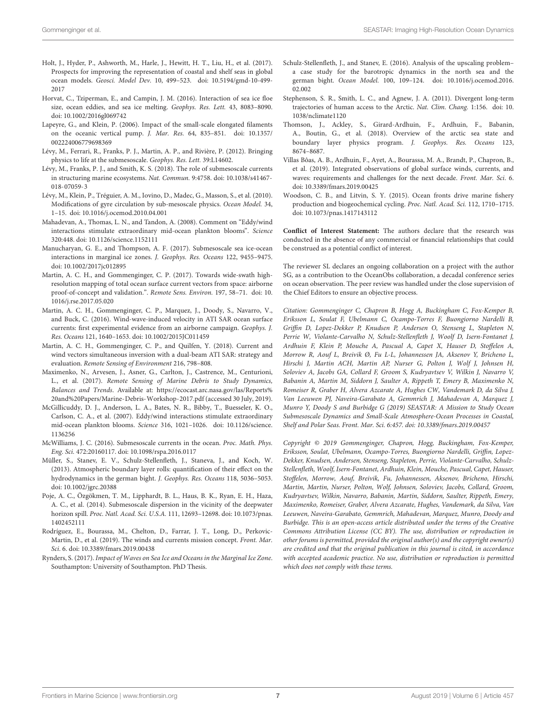Holt, J., Hyder, P., Ashworth, M., Harle, J., Hewitt, H. T., Liu, H., et al. (2017). Prospects for improving the representation of coastal and shelf seas in global ocean models. *Geosci. Model Dev.* 10, 499–523. doi: 10.5194/gmd-10-499-2017

Horvat, C., Tziperman, E., and Campin, J. M. (2016). Interaction of sea ice floe size, ocean eddies, and sea ice melting. *Geophys. Res. Lett.* 43, 8083–8090. doi: 10.1002/2016gl069742

Lapeyre, G., and Klein, P. (2006). Impact of the small-scale elongated filaments on the oceanic vertical pump. *J. Mar. Res.* 64, 835–851. doi: 10.1357/002224006779698369

Lévy, M., Ferrari, R., Franks, P. J., Martin, A. P., and Rivière, P. (2012). Bringing physics to life at the submesoscale. *Geophys. Res. Lett.* 39:L14602.

Lévy, M., Franks, P. J., and Smith, K. S. (2018). The role of submesoscale currents in structuring marine ecosystems. *Nat. Commun.* 9:4758. doi: 10.1038/s41467-018-07059-3

Lévy, M., Klein, P., Tréguier, A. M., Iovino, D., Madec, G., Masson, S., et al. (2010). Modifications of gyre circulation by sub-mesoscale physics. *Ocean Model.* 34, 1–15. doi: 10.1016/j.ocemod.2010.04.001

Mahadevan, A., Thomas, L. N., and Tandon, A. (2008). Comment on "Eddy/wind interactions stimulate extraordinary mid-ocean plankton blooms". *Science* 320:448. doi: 10.1126/science.1152111

Manucharyan, G. E., and Thompson, A. F. (2017). Submesoscale sea ice-ocean interactions in marginal ice zones. *J. Geophys. Res. Oceans* 122, 9455–9475. doi: 10.1002/2017jc012895

Martin, A. C. H., and Gommenginger, C. P. (2017). Towards wide-swath high-resolution mapping of total ocean surface current vectors from space: airborne proof-of-concept and validation.". *Remote Sens. Environ.* 197, 58–71. doi: 10.1016/j.rse.2017.05.020

Martin, A. C. H., Gommenginger, C. P., Marquez, J., Doody, S., Navarro, V., and Buck, C. (2016). Wind-wave-induced velocity in ATI SAR ocean surface currents: first experimental evidence from an airborne campaign. *Geophys. J. Res. Oceans* 121, 1640–1653. doi: 10.1002/2015JC011459

Martin, A. C. H., Gommenginger, C. P., and Quilfen, Y. (2018). Current and wind vectors simultaneous inversion with a dual-beam ATI SAR: strategy and evaluation. *Remote Sensing of Environment* 216, 798–808.

Maximenko, N., Arvesen, J., Asner, G., Carlton, J., Castrence, M., Centurioni, L., et al. (2017). *Remote Sensing of Marine Debris to Study Dynamics, Balances and Trends*. Available at: https://ecocast.arc.nasa.gov/las/Reports%20and%20Papers/Marine-Debris-Workshop-2017.pdf (accessed 30 July, 2019).

McGillicuddy, D. J., Anderson, L. A., Bates, N. R., Bibby, T., Buesseler, K. O., Carlson, C. A., et al. (2007). Eddy/wind interactions stimulate extraordinary mid-ocean plankton blooms. *Science* 316, 1021–1026. doi: 10.1126/science.1136256

McWilliams, J. C. (2016). Submesoscale currents in the ocean. *Proc. Math. Phys. Eng. Sci.* 472:20160117. doi: 10.1098/rspa.2016.0117

Müller, S., Stanev, E. V., Schulz-Stellenfleth, J., Staneva, J., and Koch, W. (2013). Atmospheric boundary layer rolls: quantification of their effect on the hydrodynamics in the german bight. *J. Geophys. Res. Oceans* 118, 5036–5053. doi: 10.1002/jgrc.20388

Poje, A. C., Özgökmen, T. M., Lipphardt, B. L., Haus, B. K., Ryan, E. H., Haza, A. C., et al. (2014). Submesoscale dispersion in the vicinity of the deepwater horizon spill. *Proc. Natl. Acad. Sci. U.S.A.* 111, 12693–12698. doi: 10.1073/pnas.1402452111

Rodríguez, E., Bourassa, M., Chelton, D., Farrar, J. T., Long, D., Perkovic-Martin, D., et al. (2019). The winds and currents mission concept. *Front. Mar. Sci.* 6. doi: 10.3389/fmars.2019.00438

Rynders, S. (2017). *Impact of Waves on Sea Ice and Oceans in the Marginal Ice Zone*. Southampton: University of Southampton. PhD Thesis.

Schulz-Stellenfleth, J., and Stanev, E. (2016). Analysis of the upscaling problem–a case study for the barotropic dynamics in the north sea and the german bight. *Ocean Model.* 100, 109–124. doi: 10.1016/j.ocemod.2016.02.002

Stephenson, S. R., Smith, L. C., and Agnew, J. A. (2011). Divergent long-term trajectories of human access to the Arctic. *Nat. Clim. Chang.* 1:156. doi: 10.1038/nclimate1120

Thomson, J., Ackley, S., Girard-Ardhuin, F., Ardhuin, F., Babanin, A., Boutin, G., et al. (2018). Overview of the arctic sea state and boundary layer physics program. *J. Geophys. Res. Oceans* 123, 8674–8687.

Villas Bôas, A. B., Ardhuin, F., Ayet, A., Bourassa, M. A., Brandt, P., Chapron, B., et al. (2019). Integrated observations of global surface winds, currents, and waves: requirements and challenges for the next decade. *Front. Mar. Sci.* 6. doi: 10.3389/fmars.2019.00425

Woodson, C. B., and Litvin, S. Y. (2015). Ocean fronts drive marine fishery production and biogeochemical cycling. *Proc. Natl. Acad. Sci.* 112, 1710–1715. doi: 10.1073/pnas.1417143112

**Conflict of Interest Statement:** The authors declare that the research was conducted in the absence of any commercial or financial relationships that could be construed as a potential conflict of interest.

The reviewer SL declares an ongoing collaboration on a project with the author SG, as a contribution to the OceanObs collaboration, a decadal conference series on ocean observation. The peer review was handled under the close supervision of the Chief Editors to ensure an objective process.

*Citation: Gommenginger C, Chapron B, Hogg A, Buckingham C, Fox-Kemper B, Eriksson L, Soulat F, Ubelmann C, Ocampo-Torres F, Buongiorno Nardelli B, Griffin D, Lopez-Dekker P, Knudsen P, Andersen O, Stenseng L, Stapleton N, Perrie W, Violante-Carvalho N, Schulz-Stellenfleth J, Woolf D, Isern-Fontanet J, Ardhuin F, Klein P, Mouche A, Pascual A, Capet X, Hauser D, Stoffelen A, Morrow R, Aouf L, Breivik Ø, Fu L-L, Johannessen JA, Aksenov Y, Bricheno L, Hirschi J, Martin ACH, Martin AP, Nurser G, Polton J, Wolf J, Johnsen H, Soloviev A, Jacobs GA, Collard F, Groom S, Kudryavtsev V, Wilkin J, Navarro V, Babanin A, Martin M, Siddorn J, Saulter A, Rippeth T, Emery B, Maximenko N, Romeiser R, Graber H, Alvera Azcarate A, Hughes CW, Vandemark D, da Silva J, Van Leeuwen PJ, Naveira-Garabato A, Gemmrich J, Mahadevan A, Marquez J, Munro Y, Doody S and Burbidge G (2019) SEASTAR: A Mission to Study Ocean Submesoscale Dynamics and Small-Scale Atmosphere-Ocean Processes in Coastal, Shelf and Polar Seas. Front. Mar. Sci. 6:457. doi: 10.3389/fmars.2019.00457*

*Copyright © 2019 Gommenginger, Chapron, Hogg, Buckingham, Fox-Kemper, Eriksson, Soulat, Ubelmann, Ocampo-Torres, Buongiorno Nardelli, Griffin, Lopez-Dekker, Knudsen, Andersen, Stenseng, Stapleton, Perrie, Violante-Carvalho, Schulz-Stellenfleth, Woolf, Isern-Fontanet, Ardhuin, Klein, Mouche, Pascual, Capet, Hauser, Stoffelen, Morrow, Aouf, Breivik, Fu, Johannessen, Aksenov, Bricheno, Hirschi, Martin, Martin, Nurser, Polton, Wolf, Johnsen, Soloviev, Jacobs, Collard, Groom, Kudryavtsev, Wilkin, Navarro, Babanin, Martin, Siddorn, Saulter, Rippeth, Emery, Maximenko, Romeiser, Graber, Alvera Azcarate, Hughes, Vandemark, da Silva, Van Leeuwen, Naveira-Garabato, Gemmrich, Mahadevan, Marquez, Munro, Doody and Burbidge. This is an open-access article distributed under the terms of the Creative Commons Attribution License (CC BY). The use, distribution or reproduction in other forums is permitted, provided the original author(s) and the copyright owner(s) are credited and that the original publication in this journal is cited, in accordance with accepted academic practice. No use, distribution or reproduction is permitted which does not comply with these terms.*